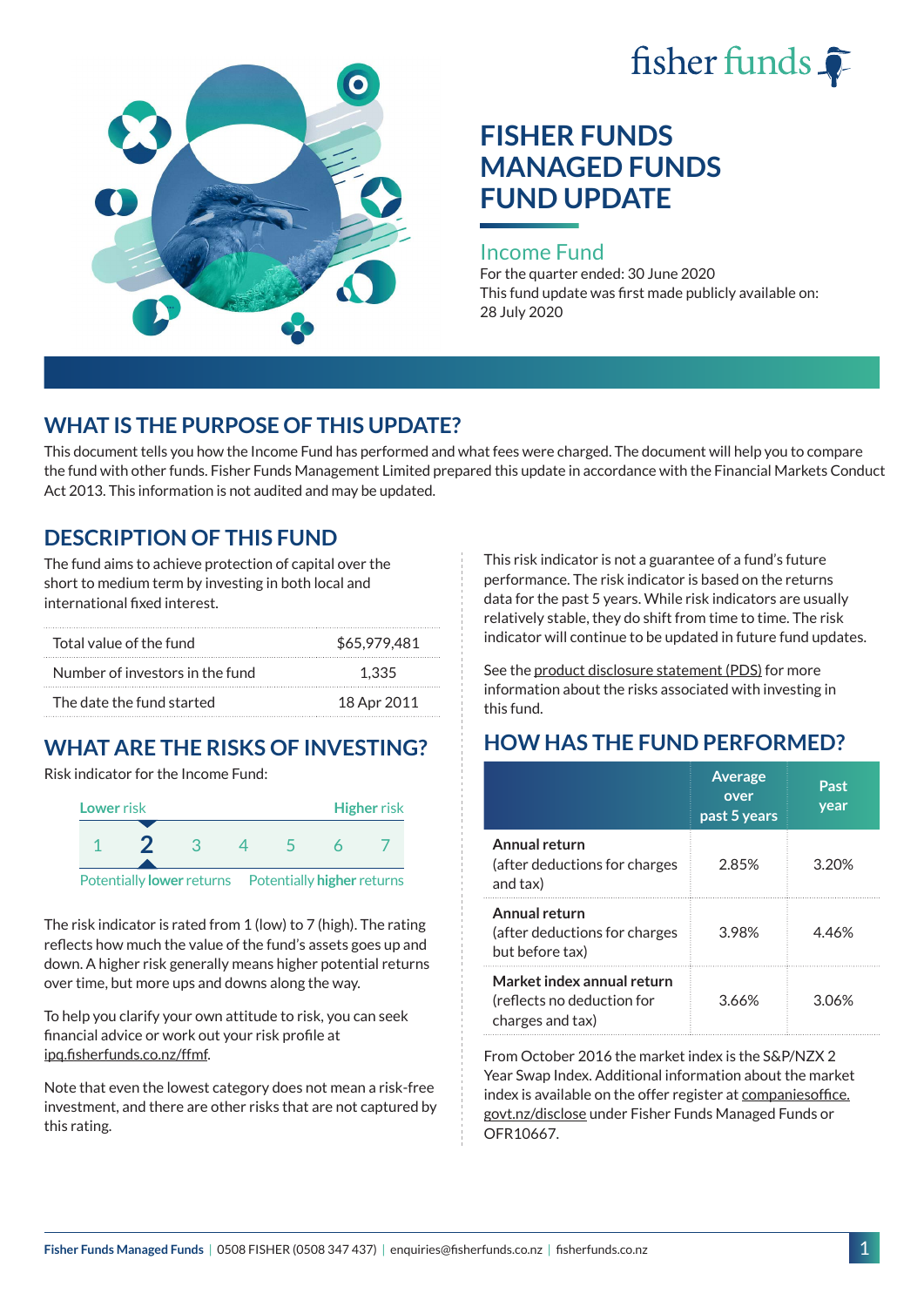fisher funds

# FISHER FUNDS MANAGED FUNDS FUND UPDATE

## Income Fund

For the quarter ended: 30 June 2020

This fund update was first made publicly available on: 28 July 2020

## WHAT IS THE PURPOSE OF THIS UPDATE?

This document tells you how the Income Fund has performed and what fees were charged. The document will help you to compare the fund with other funds. Fisher Funds Management Limited prepared this update in accordance with the Financial Markets Conduct Act 2013. This information is not audited and may be updated.

## DESCRIPTION OF THIS FUND

The fund aims to achieve protection of capital over the short to medium term by investing in both local and international fixed interest.

| | |
|---|---|
| Total value of the fund | $65,979,481 |
| Number of investors in the fund | 1,335 |
| The date the fund started | 18 Apr 2011 |

## WHAT ARE THE RISKS OF INVESTING?

Risk indicator for the Income Fund:

| Lower risk | | | | | | Higher risk |
|---|---|---|---|---|---|---|
| 1 | **2** | 3 | 4 | 5 | 6 | 7 |

Potentially **lower** returns — Potentially **higher** returns

The risk indicator is rated from 1 (low) to 7 (high). The rating reflects how much the value of the fund's assets goes up and down. A higher risk generally means higher potential returns over time, but more ups and downs along the way.

To help you clarify your own attitude to risk, you can seek financial advice or work out your risk profile at ipq.fisherfunds.co.nz/ffmf.

Note that even the lowest category does not mean a risk-free investment, and there are other risks that are not captured by this rating.

This risk indicator is not a guarantee of a fund's future performance. The risk indicator is based on the returns data for the past 5 years. While risk indicators are usually relatively stable, they do shift from time to time. The risk indicator will continue to be updated in future fund updates.

See the product disclosure statement (PDS) for more information about the risks associated with investing in this fund.

## HOW HAS THE FUND PERFORMED?

| | Average over past 5 years | Past year |
|---|---|---|
| **Annual return** (after deductions for charges and tax) | 2.85% | 3.20% |
| **Annual return** (after deductions for charges but before tax) | 3.98% | 4.46% |
| **Market index annual return** (reflects no deduction for charges and tax) | 3.66% | 3.06% |

From October 2016 the market index is the S&P/NZX 2 Year Swap Index. Additional information about the market index is available on the offer register at companiesoffice.govt.nz/disclose under Fisher Funds Managed Funds or OFR10667.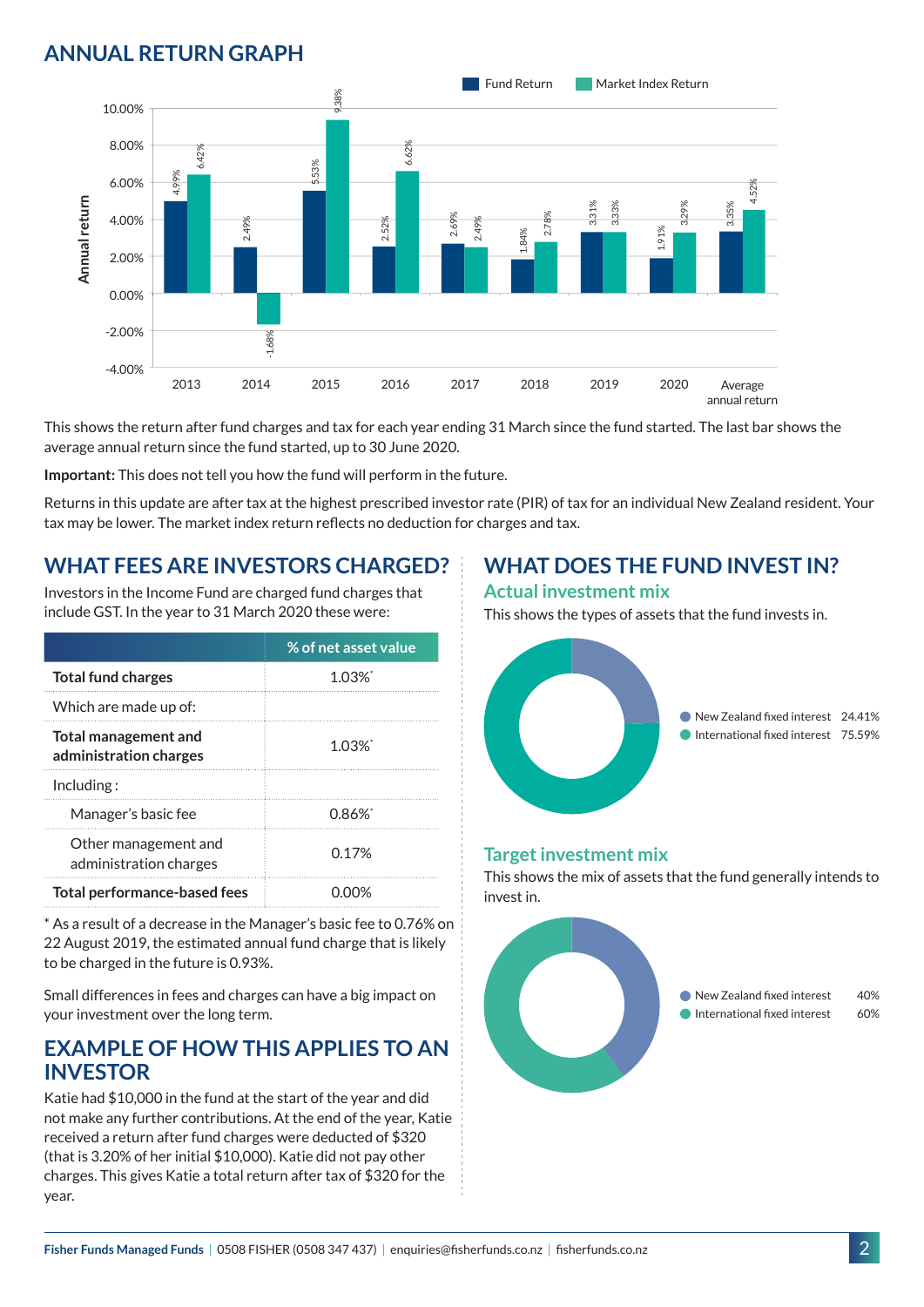## ANNUAL RETURN GRAPH

| Year | Fund Return | Market Index Return |
|---|---|---|
| 2013 | 4.99% | 6.42% |
| 2014 | 2.49% | -1.68% |
| 2015 | 5.53% | 9.38% |
| 2016 | 2.52% | 6.62% |
| 2017 | 2.69% | 2.49% |
| 2018 | 1.84% | 2.78% |
| 2019 | 3.31% | 3.33% |
| 2020 | 1.91% | 3.29% |
| Average annual return | 3.35% | 4.52% |

This shows the return after fund charges and tax for each year ending 31 March since the fund started. The last bar shows the average annual return since the fund started, up to 30 June 2020.

**Important:** This does not tell you how the fund will perform in the future.

Returns in this update are after tax at the highest prescribed investor rate (PIR) of tax for an individual New Zealand resident. Your tax may be lower. The market index return reflects no deduction for charges and tax.

## WHAT FEES ARE INVESTORS CHARGED?

Investors in the Income Fund are charged fund charges that include GST. In the year to 31 March 2020 these were:

| | % of net asset value |
|---|---|
| **Total fund charges** | 1.03%* |
| Which are made up of: | |
| **Total management and administration charges** | 1.03%* |
| Including : | |
| Manager's basic fee | 0.86%* |
| Other management and administration charges | 0.17% |
| **Total performance-based fees** | 0.00% |

\* As a result of a decrease in the Manager's basic fee to 0.76% on 22 August 2019, the estimated annual fund charge that is likely to be charged in the future is 0.93%.

Small differences in fees and charges can have a big impact on your investment over the long term.

## EXAMPLE OF HOW THIS APPLIES TO AN INVESTOR

Katie had $10,000 in the fund at the start of the year and did not make any further contributions. At the end of the year, Katie received a return after fund charges were deducted of $320 (that is 3.20% of her initial $10,000). Katie did not pay other charges. This gives Katie a total return after tax of $320 for the year.

## WHAT DOES THE FUND INVEST IN?

### Actual investment mix

This shows the types of assets that the fund invests in.

- New Zealand fixed interest 24.41%
- International fixed interest 75.59%

### Target investment mix

This shows the mix of assets that the fund generally intends to invest in.

- New Zealand fixed interest 40%
- International fixed interest 60%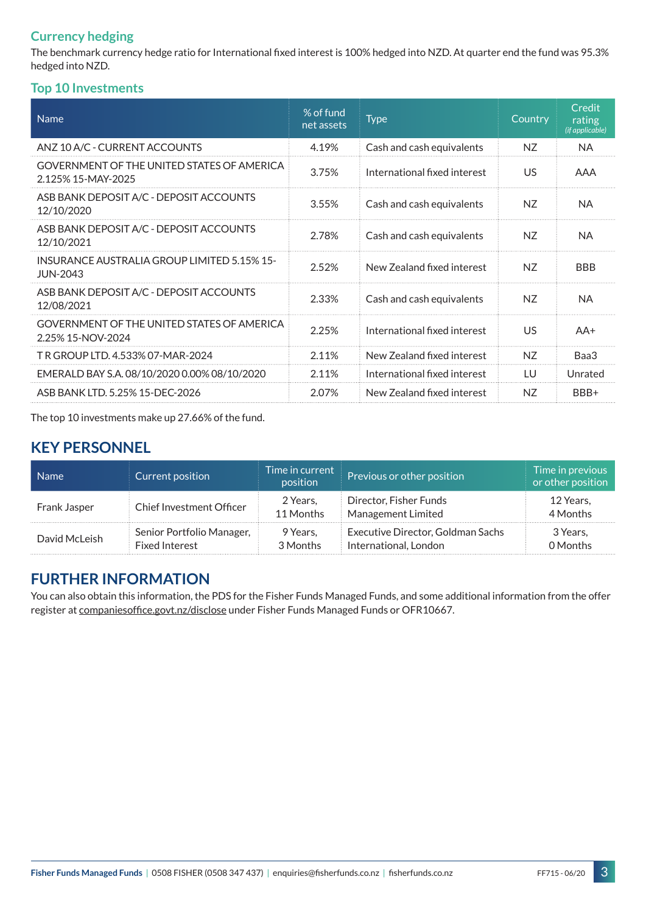## Currency hedging

The benchmark currency hedge ratio for International fixed interest is 100% hedged into NZD. At quarter end the fund was 95.3% hedged into NZD.

## Top 10 Investments

| Name | % of fund net assets | Type | Country | Credit rating *(if applicable)* |
|---|---|---|---|---|
| ANZ 10 A/C - CURRENT ACCOUNTS | 4.19% | Cash and cash equivalents | NZ | NA |
| GOVERNMENT OF THE UNITED STATES OF AMERICA 2.125% 15-MAY-2025 | 3.75% | International fixed interest | US | AAA |
| ASB BANK DEPOSIT A/C - DEPOSIT ACCOUNTS 12/10/2020 | 3.55% | Cash and cash equivalents | NZ | NA |
| ASB BANK DEPOSIT A/C - DEPOSIT ACCOUNTS 12/10/2021 | 2.78% | Cash and cash equivalents | NZ | NA |
| INSURANCE AUSTRALIA GROUP LIMITED 5.15% 15-JUN-2043 | 2.52% | New Zealand fixed interest | NZ | BBB |
| ASB BANK DEPOSIT A/C - DEPOSIT ACCOUNTS 12/08/2021 | 2.33% | Cash and cash equivalents | NZ | NA |
| GOVERNMENT OF THE UNITED STATES OF AMERICA 2.25% 15-NOV-2024 | 2.25% | International fixed interest | US | AA+ |
| T R GROUP LTD. 4.533% 07-MAR-2024 | 2.11% | New Zealand fixed interest | NZ | Baa3 |
| EMERALD BAY S.A. 08/10/2020 0.00% 08/10/2020 | 2.11% | International fixed interest | LU | Unrated |
| ASB BANK LTD. 5.25% 15-DEC-2026 | 2.07% | New Zealand fixed interest | NZ | BBB+ |

The top 10 investments make up 27.66% of the fund.

# KEY PERSONNEL

| Name | Current position | Time in current position | Previous or other position | Time in previous or other position |
|---|---|---|---|---|
| Frank Jasper | Chief Investment Officer | 2 Years, 11 Months | Director, Fisher Funds Management Limited | 12 Years, 4 Months |
| David McLeish | Senior Portfolio Manager, Fixed Interest | 9 Years, 3 Months | Executive Director, Goldman Sachs International, London | 3 Years, 0 Months |

# FURTHER INFORMATION

You can also obtain this information, the PDS for the Fisher Funds Managed Funds, and some additional information from the offer register at companiesoffice.govt.nz/disclose under Fisher Funds Managed Funds or OFR10667.